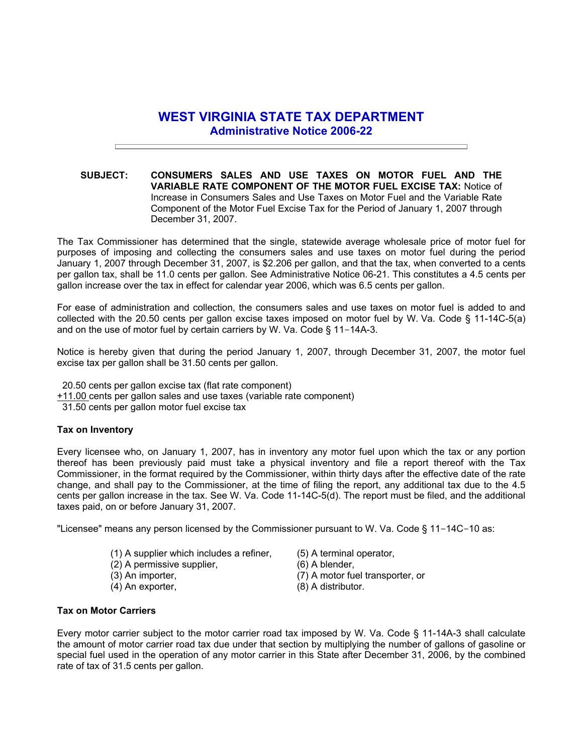# WEST VIRGINIA STATE TAX DEPARTMENT

## Administrative Notice 2006-22

---

**SUBJECT: CONSUMERS SALES AND USE TAXES ON MOTOR FUEL AND THE VARIABLE RATE COMPONENT OF THE MOTOR FUEL EXCISE TAX:** Notice of Increase in Consumers Sales and Use Taxes on Motor Fuel and the Variable Rate Component of the Motor Fuel Excise Tax for the Period of January 1, 2007 through December 31, 2007.

The Tax Commissioner has determined that the single, statewide average wholesale price of motor fuel for purposes of imposing and collecting the consumers sales and use taxes on motor fuel during the period January 1, 2007 through December 31, 2007, is $2.206 per gallon, and that the tax, when converted to a cents per gallon tax, shall be 11.0 cents per gallon. See Administrative Notice 06-21. This constitutes a 4.5 cents per gallon increase over the tax in effect for calendar year 2006, which was 6.5 cents per gallon.

For ease of administration and collection, the consumers sales and use taxes on motor fuel is added to and collected with the 20.50 cents per gallon excise taxes imposed on motor fuel by W. Va. Code § 11-14C-5(a) and on the use of motor fuel by certain carriers by W. Va. Code § 11-14A-3.

Notice is hereby given that during the period January 1, 2007, through December 31, 2007, the motor fuel excise tax per gallon shall be 31.50 cents per gallon.

20.50 cents per gallon excise tax (flat rate component)
+11.00 cents per gallon sales and use taxes (variable rate component)
31.50 cents per gallon motor fuel excise tax

**Tax on Inventory**

Every licensee who, on January 1, 2007, has in inventory any motor fuel upon which the tax or any portion thereof has been previously paid must take a physical inventory and file a report thereof with the Tax Commissioner, in the format required by the Commissioner, within thirty days after the effective date of the rate change, and shall pay to the Commissioner, at the time of filing the report, any additional tax due to the 4.5 cents per gallon increase in the tax. See W. Va. Code 11-14C-5(d). The report must be filed, and the additional taxes paid, on or before January 31, 2007.

"Licensee" means any person licensed by the Commissioner pursuant to W. Va. Code § 11-14C-10 as:

(1) A supplier which includes a refiner,
(2) A permissive supplier,
(3) An importer,
(4) An exporter,
(5) A terminal operator,
(6) A blender,
(7) A motor fuel transporter, or
(8) A distributor.

**Tax on Motor Carriers**

Every motor carrier subject to the motor carrier road tax imposed by W. Va. Code § 11-14A-3 shall calculate the amount of motor carrier road tax due under that section by multiplying the number of gallons of gasoline or special fuel used in the operation of any motor carrier in this State after December 31, 2006, by the combined rate of tax of 31.5 cents per gallon.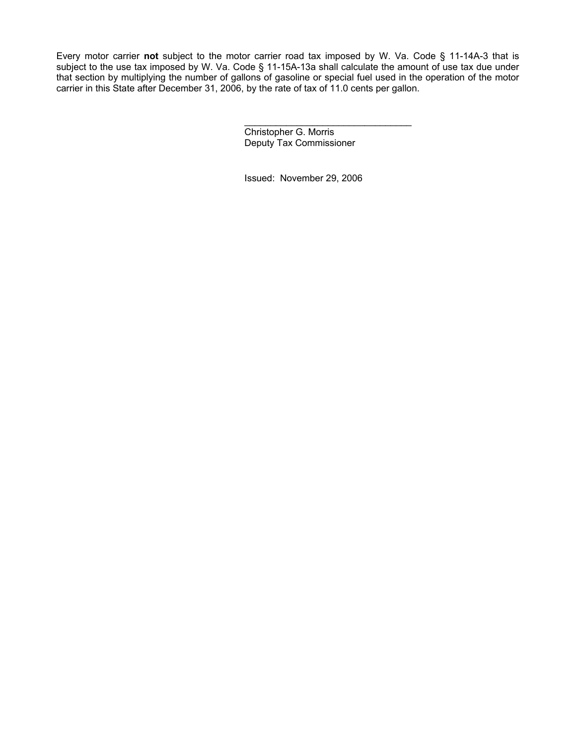Every motor carrier **not** subject to the motor carrier road tax imposed by W. Va. Code § 11-14A-3 that is subject to the use tax imposed by W. Va. Code § 11-15A-13a shall calculate the amount of use tax due under that section by multiplying the number of gallons of gasoline or special fuel used in the operation of the motor carrier in this State after December 31, 2006, by the rate of tax of 11.0 cents per gallon.

\_\_\_\_\_\_\_\_\_\_\_\_\_\_\_\_\_\_\_\_\_\_\_\_\_\_\_\_\_\_\_\_

Christopher G. Morris  
Deputy Tax Commissioner

Issued: November 29, 2006